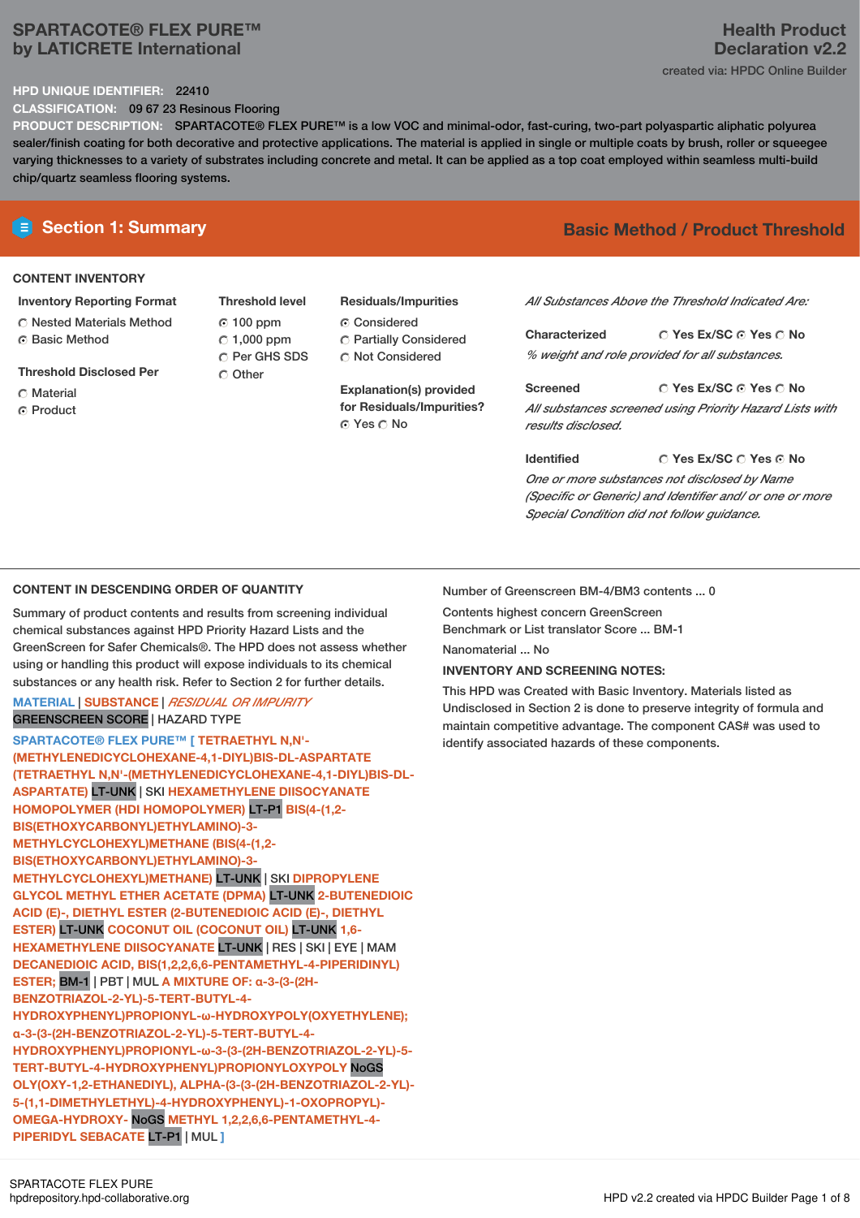# SPARTACOTE® FLEX PURE™
## by LATICRETE International

**Health Product Declaration v2.2**

created via: HPDC Online Builder

**HPD UNIQUE IDENTIFIER:** 22410

**CLASSIFICATION:** 09 67 23 Resinous Flooring

**PRODUCT DESCRIPTION:** SPARTACOTE® FLEX PURE™ is a low VOC and minimal-odor, fast-curing, two-part polyaspartic aliphatic polyurea sealer/finish coating for both decorative and protective applications. The material is applied in single or multiple coats by brush, roller or squeegee varying thicknesses to a variety of substrates including concrete and metal. It can be applied as a top coat employed within seamless multi-build chip/quartz seamless flooring systems.

## Section 1: Summary

**Basic Method / Product Threshold**

### CONTENT INVENTORY

**Inventory Reporting Format**
- ○ Nested Materials Method
- ◉ Basic Method

**Threshold Disclosed Per**
- ○ Material
- ◉ Product

**Threshold level**
- ◉ 100 ppm
- ○ 1,000 ppm
- ○ Per GHS SDS
- ○ Other

**Residuals/Impurities**
- ◉ Considered
- ○ Partially Considered
- ○ Not Considered

**Explanation(s) provided for Residuals/Impurities?**
◉ Yes ○ No

*All Substances Above the Threshold Indicated Are:*

**Characterized** ○ Yes Ex/SC ◉ Yes ○ No
*% weight and role provided for all substances.*

**Screened** ○ Yes Ex/SC ◉ Yes ○ No
*All substances screened using Priority Hazard Lists with results disclosed.*

**Identified** ○ Yes Ex/SC ○ Yes ◉ No
*One or more substances not disclosed by Name (Specific or Generic) and Identifier and/ or one or more Special Condition did not follow guidance.*

### CONTENT IN DESCENDING ORDER OF QUANTITY

Summary of product contents and results from screening individual chemical substances against HPD Priority Hazard Lists and the GreenScreen for Safer Chemicals®. The HPD does not assess whether using or handling this product will expose individuals to its chemical substances or any health risk. Refer to Section 2 for further details.

MATERIAL | SUBSTANCE | *RESIDUAL OR IMPURITY*
GREENSCREEN SCORE | HAZARD TYPE

**SPARTACOTE® FLEX PURE™ [ TETRAETHYL N,N'-(METHYLENEDICYCLOHEXANE-4,1-DIYL)BIS-DL-ASPARTATE (TETRAETHYL N,N'-(METHYLENEDICYCLOHEXANE-4,1-DIYL)BIS-DL-ASPARTATE)** LT-UNK | SKI **HEXAMETHYLENE DIISOCYANATE HOMOPOLYMER (HDI HOMOPOLYMER)** LT-P1 **BIS(4-(1,2-BIS(ETHOXYCARBONYL)ETHYLAMINO)-3-METHYLCYCLOHEXYL)METHANE (BIS(4-(1,2-BIS(ETHOXYCARBONYL)ETHYLAMINO)-3-METHYLCYCLOHEXYL)METHANE)** LT-UNK | SKI **DIPROPYLENE GLYCOL METHYL ETHER ACETATE (DPMA)** LT-UNK **2-BUTENEDIOIC ACID (E)-, DIETHYL ESTER (2-BUTENEDIOIC ACID (E)-, DIETHYL ESTER)** LT-UNK **COCONUT OIL (COCONUT OIL)** LT-UNK **1,6-HEXAMETHYLENE DIISOCYANATE** LT-UNK | RES | SKI | EYE | MAM **DECANEDIOIC ACID, BIS(1,2,2,6,6-PENTAMETHYL-4-PIPERIDINYL) ESTER;** BM-1 | PBT | MUL **A MIXTURE OF: α-3-(3-(2H-BENZOTRIAZOL-2-YL)-5-TERT-BUTYL-4-HYDROXYPHENYL)PROPIONYL-ω-HYDROXYPOLY(OXYETHYLENE); α-3-(3-(2H-BENZOTRIAZOL-2-YL)-5-TERT-BUTYL-4-HYDROXYPHENYL)PROPIONYL-ω-3-(3-(2H-BENZOTRIAZOL-2-YL)-5-TERT-BUTYL-4-HYDROXYPHENYL)PROPIONYLOXYPOLY** NoGS **OLY(OXY-1,2-ETHANEDIYL), ALPHA-(3-(3-(2H-BENZOTRIAZOL-2-YL)-5-(1,1-DIMETHYLETHYL)-4-HYDROXYPHENYL)-1-OXOPROPYL)-OMEGA-HYDROXY-** NoGS **METHYL 1,2,2,6,6-PENTAMETHYL-4-PIPERIDYL SEBACATE** LT-P1 | MUL **]**

Number of Greenscreen BM-4/BM3 contents ... 0

Contents highest concern GreenScreen Benchmark or List translator Score ... BM-1

Nanomaterial ... No

**INVENTORY AND SCREENING NOTES:**

This HPD was Created with Basic Inventory. Materials listed as Undisclosed in Section 2 is done to preserve integrity of formula and maintain competitive advantage. The component CAS# was used to identify associated hazards of these components.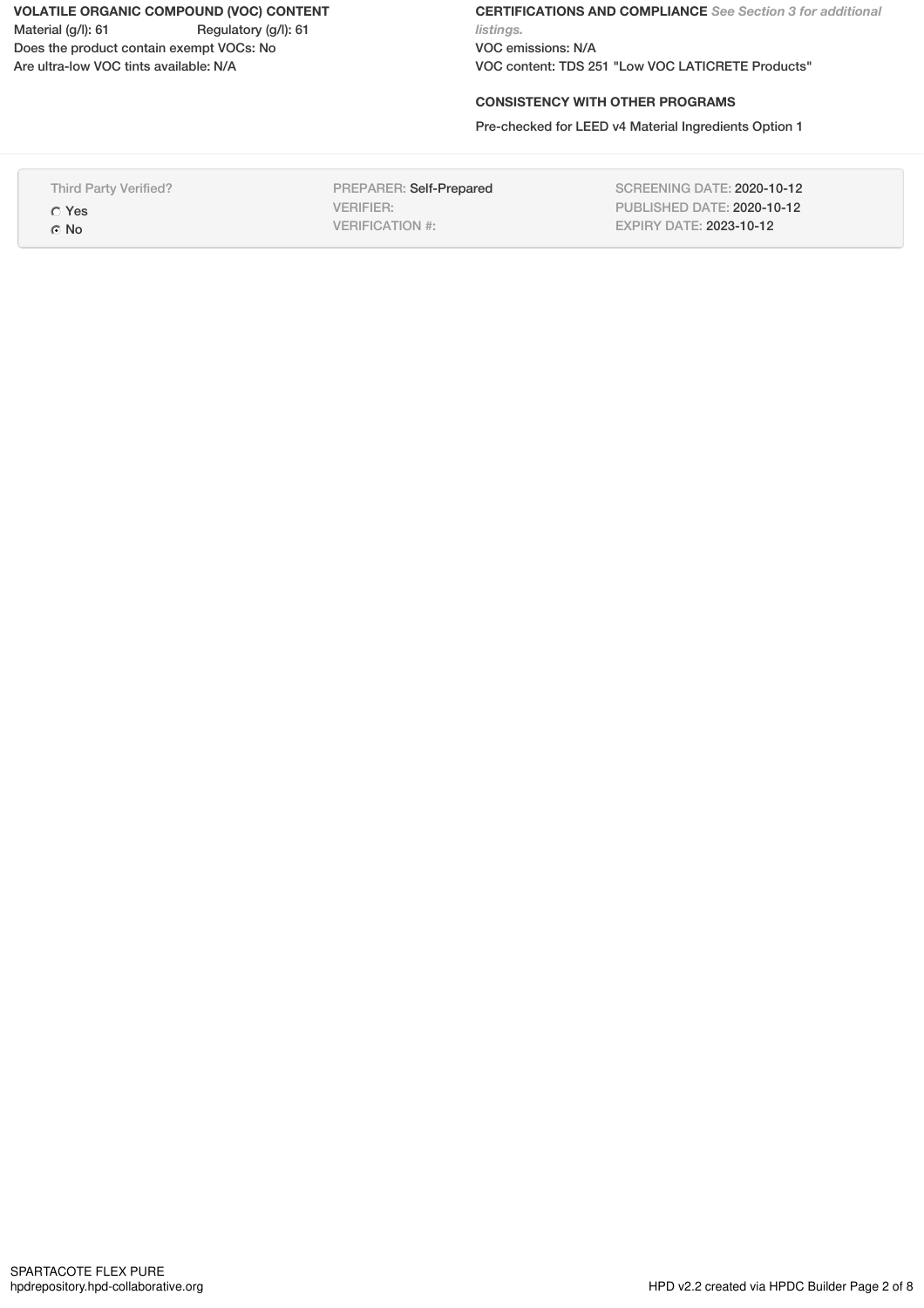**VOLATILE ORGANIC COMPOUND (VOC) CONTENT**

Material (g/l): 61 Regulatory (g/l): 61

Does the product contain exempt VOCs: No

Are ultra-low VOC tints available: N/A

**CERTIFICATIONS AND COMPLIANCE** *See Section 3 for additional listings.*

VOC emissions: N/A

VOC content: TDS 251 "Low VOC LATICRETE Products"

**CONSISTENCY WITH OTHER PROGRAMS**

Pre-checked for LEED v4 Material Ingredients Option 1

| Third Party Verified? | | |
|---|---|---|
| ○ Yes | PREPARER: Self-Prepared | SCREENING DATE: 2020-10-12 |
| ● No | VERIFIER: | PUBLISHED DATE: 2020-10-12 |
| | VERIFICATION #: | EXPIRY DATE: 2023-10-12 |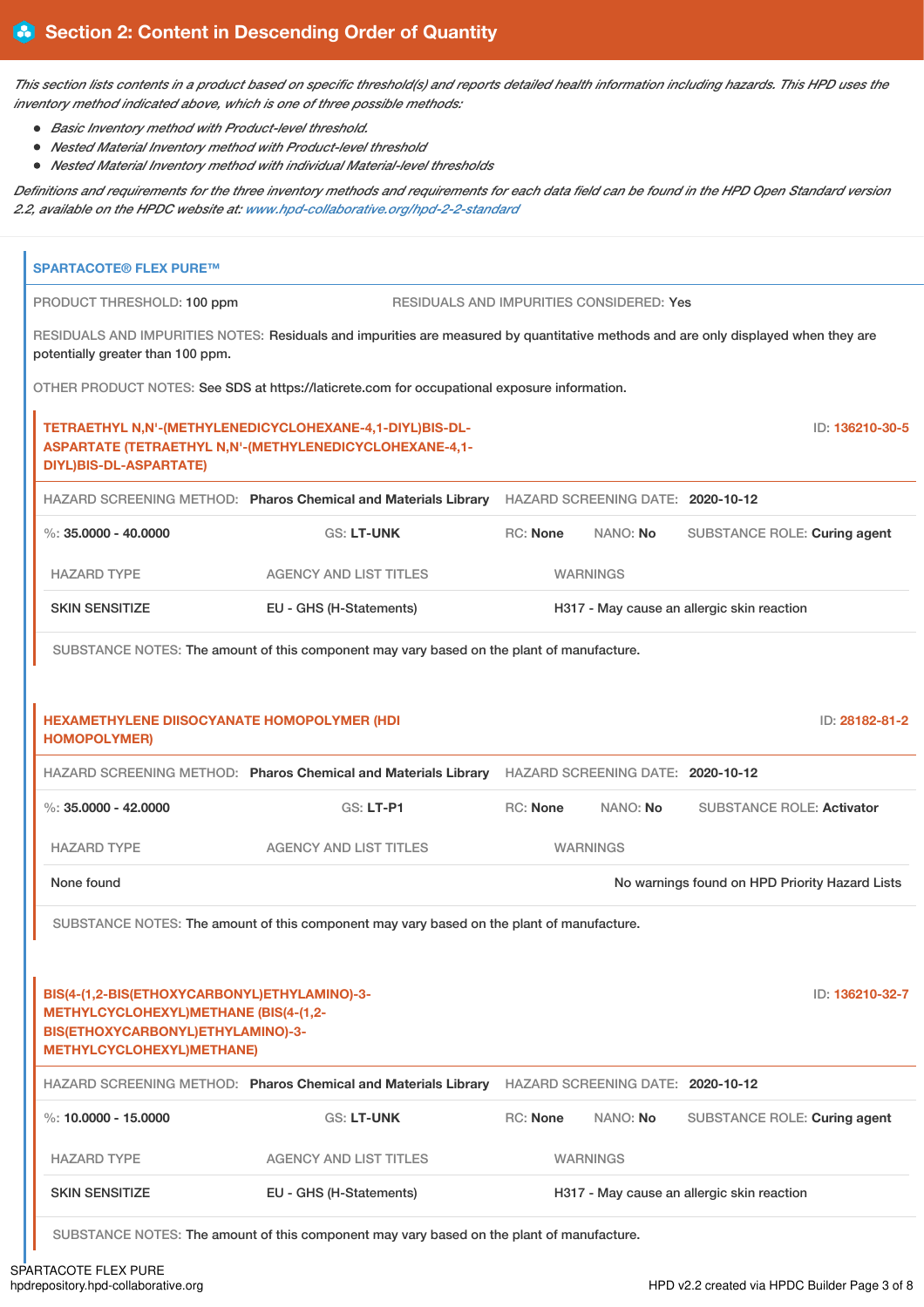## Section 2: Content in Descending Order of Quantity

*This section lists contents in a product based on specific threshold(s) and reports detailed health information including hazards. This HPD uses the inventory method indicated above, which is one of three possible methods:*

- *Basic Inventory method with Product-level threshold.*
- *Nested Material Inventory method with Product-level threshold*
- *Nested Material Inventory method with individual Material-level thresholds*

*Definitions and requirements for the three inventory methods and requirements for each data field can be found in the HPD Open Standard version 2.2, available on the HPDC website at: www.hpd-collaborative.org/hpd-2-2-standard*

### SPARTACOTE® FLEX PURE™

PRODUCT THRESHOLD: 100 ppm

RESIDUALS AND IMPURITIES CONSIDERED: Yes

RESIDUALS AND IMPURITIES NOTES: Residuals and impurities are measured by quantitative methods and are only displayed when they are potentially greater than 100 ppm.

OTHER PRODUCT NOTES: See SDS at https://laticrete.com for occupational exposure information.

#### TETRAETHYL N,N'-(METHYLENEDICYCLOHEXANE-4,1-DIYL)BIS-DL-ASPARTATE (TETRAETHYL N,N'-(METHYLENEDICYCLOHEXANE-4,1-DIYL)BIS-DL-ASPARTATE)

ID: 136210-30-5

HAZARD SCREENING METHOD: Pharos Chemical and Materials Library | HAZARD SCREENING DATE: 2020-10-12

%: 35.0000 - 40.0000 | GS: LT-UNK | RC: None | NANO: No | SUBSTANCE ROLE: Curing agent

| HAZARD TYPE | AGENCY AND LIST TITLES | WARNINGS |
|---|---|---|
| SKIN SENSITIZE | EU - GHS (H-Statements) | H317 - May cause an allergic skin reaction |

SUBSTANCE NOTES: The amount of this component may vary based on the plant of manufacture.

#### HEXAMETHYLENE DIISOCYANATE HOMOPOLYMER (HDI HOMOPOLYMER)

ID: 28182-81-2

HAZARD SCREENING METHOD: Pharos Chemical and Materials Library | HAZARD SCREENING DATE: 2020-10-12

%: 35.0000 - 42.0000 | GS: LT-P1 | RC: None | NANO: No | SUBSTANCE ROLE: Activator

| HAZARD TYPE | AGENCY AND LIST TITLES | WARNINGS |
|---|---|---|
| None found | | No warnings found on HPD Priority Hazard Lists |

SUBSTANCE NOTES: The amount of this component may vary based on the plant of manufacture.

#### BIS(4-(1,2-BIS(ETHOXYCARBONYL)ETHYLAMINO)-3-METHYLCYCLOHEXYL)METHANE (BIS(4-(1,2-BIS(ETHOXYCARBONYL)ETHYLAMINO)-3-METHYLCYCLOHEXYL)METHANE)

ID: 136210-32-7

HAZARD SCREENING METHOD: Pharos Chemical and Materials Library | HAZARD SCREENING DATE: 2020-10-12

%: 10.0000 - 15.0000 | GS: LT-UNK | RC: None | NANO: No | SUBSTANCE ROLE: Curing agent

| HAZARD TYPE | AGENCY AND LIST TITLES | WARNINGS |
|---|---|---|
| SKIN SENSITIZE | EU - GHS (H-Statements) | H317 - May cause an allergic skin reaction |

SUBSTANCE NOTES: The amount of this component may vary based on the plant of manufacture.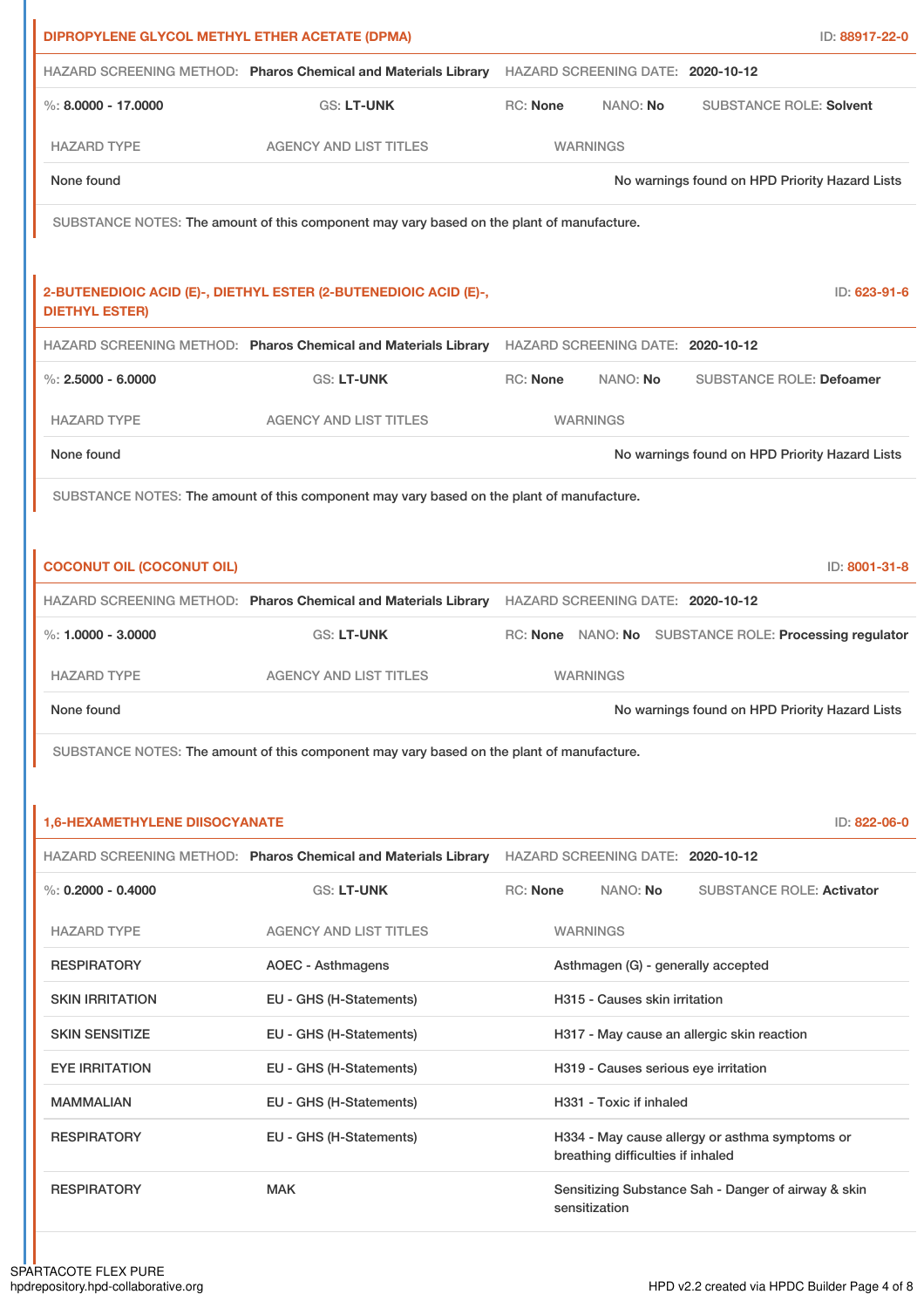## DIPROPYLENE GLYCOL METHYL ETHER ACETATE (DPMA)

ID: 88917-22-0

HAZARD SCREENING METHOD: **Pharos Chemical and Materials Library** HAZARD SCREENING DATE: **2020-10-12**

%: **8.0000 - 17.0000** GS: **LT-UNK** RC: **None** NANO: **No** SUBSTANCE ROLE: **Solvent**

| HAZARD TYPE | AGENCY AND LIST TITLES | WARNINGS |
|---|---|---|
| None found | | No warnings found on HPD Priority Hazard Lists |

SUBSTANCE NOTES: The amount of this component may vary based on the plant of manufacture.

## 2-BUTENEDIOIC ACID (E)-, DIETHYL ESTER (2-BUTENEDIOIC ACID (E)-, DIETHYL ESTER)

ID: 623-91-6

HAZARD SCREENING METHOD: **Pharos Chemical and Materials Library** HAZARD SCREENING DATE: **2020-10-12**

%: **2.5000 - 6.0000** GS: **LT-UNK** RC: **None** NANO: **No** SUBSTANCE ROLE: **Defoamer**

| HAZARD TYPE | AGENCY AND LIST TITLES | WARNINGS |
|---|---|---|
| None found | | No warnings found on HPD Priority Hazard Lists |

SUBSTANCE NOTES: The amount of this component may vary based on the plant of manufacture.

## COCONUT OIL (COCONUT OIL)

ID: 8001-31-8

HAZARD SCREENING METHOD: **Pharos Chemical and Materials Library** HAZARD SCREENING DATE: **2020-10-12**

%: **1.0000 - 3.0000** GS: **LT-UNK** RC: **None** NANO: **No** SUBSTANCE ROLE: **Processing regulator**

| HAZARD TYPE | AGENCY AND LIST TITLES | WARNINGS |
|---|---|---|
| None found | | No warnings found on HPD Priority Hazard Lists |

SUBSTANCE NOTES: The amount of this component may vary based on the plant of manufacture.

## 1,6-HEXAMETHYLENE DIISOCYANATE

ID: 822-06-0

HAZARD SCREENING METHOD: **Pharos Chemical and Materials Library** HAZARD SCREENING DATE: **2020-10-12**

%: **0.2000 - 0.4000** GS: **LT-UNK** RC: **None** NANO: **No** SUBSTANCE ROLE: **Activator**

| HAZARD TYPE | AGENCY AND LIST TITLES | WARNINGS |
|---|---|---|
| RESPIRATORY | AOEC - Asthmagens | Asthmagen (G) - generally accepted |
| SKIN IRRITATION | EU - GHS (H-Statements) | H315 - Causes skin irritation |
| SKIN SENSITIZE | EU - GHS (H-Statements) | H317 - May cause an allergic skin reaction |
| EYE IRRITATION | EU - GHS (H-Statements) | H319 - Causes serious eye irritation |
| MAMMALIAN | EU - GHS (H-Statements) | H331 - Toxic if inhaled |
| RESPIRATORY | EU - GHS (H-Statements) | H334 - May cause allergy or asthma symptoms or breathing difficulties if inhaled |
| RESPIRATORY | MAK | Sensitizing Substance Sah - Danger of airway & skin sensitization |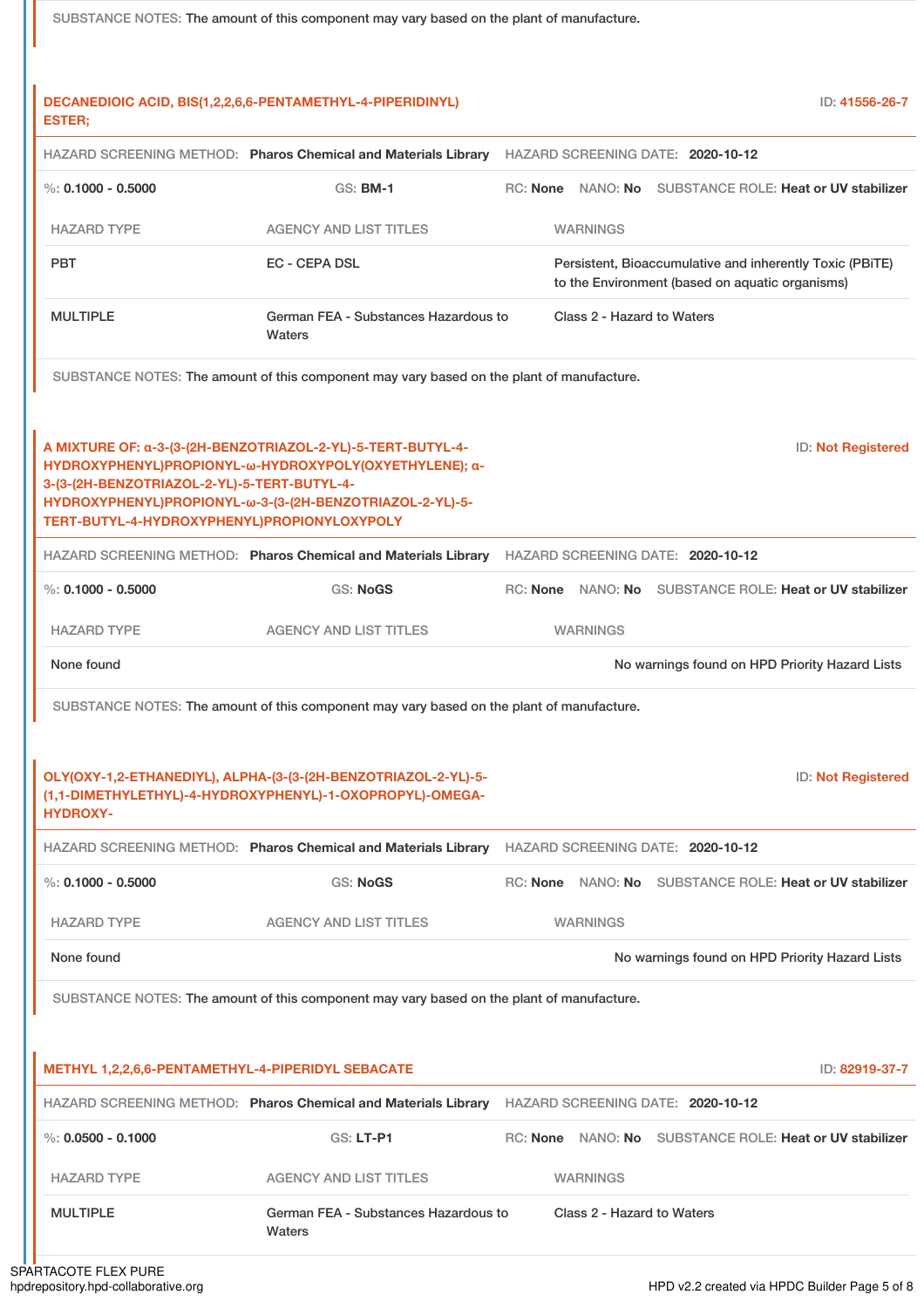SUBSTANCE NOTES: The amount of this component may vary based on the plant of manufacture.

### DECANEDIOIC ACID, BIS(1,2,2,6,6-PENTAMETHYL-4-PIPERIDINYL) ESTER;

ID: 41556-26-7

HAZARD SCREENING METHOD: **Pharos Chemical and Materials Library** HAZARD SCREENING DATE: **2020-10-12**

%: **0.1000 - 0.5000** GS: **BM-1** RC: **None** NANO: **No** SUBSTANCE ROLE: **Heat or UV stabilizer**

| HAZARD TYPE | AGENCY AND LIST TITLES | WARNINGS |
| --- | --- | --- |
| PBT | EC - CEPA DSL | Persistent, Bioaccumulative and inherently Toxic (PBiTE) to the Environment (based on aquatic organisms) |
| MULTIPLE | German FEA - Substances Hazardous to Waters | Class 2 - Hazard to Waters |

SUBSTANCE NOTES: The amount of this component may vary based on the plant of manufacture.

### A MIXTURE OF: α-3-(3-(2H-BENZOTRIAZOL-2-YL)-5-TERT-BUTYL-4-HYDROXYPHENYL)PROPIONYL-ω-HYDROXYPOLY(OXYETHYLENE); α-3-(3-(2H-BENZOTRIAZOL-2-YL)-5-TERT-BUTYL-4-HYDROXYPHENYL)PROPIONYL-ω-3-(3-(2H-BENZOTRIAZOL-2-YL)-5-TERT-BUTYL-4-HYDROXYPHENYL)PROPIONYLOXYPOLY

ID: Not Registered

HAZARD SCREENING METHOD: **Pharos Chemical and Materials Library** HAZARD SCREENING DATE: **2020-10-12**

%: **0.1000 - 0.5000** GS: **NoGS** RC: **None** NANO: **No** SUBSTANCE ROLE: **Heat or UV stabilizer**

| HAZARD TYPE | AGENCY AND LIST TITLES | WARNINGS |
| --- | --- | --- |
| None found | | No warnings found on HPD Priority Hazard Lists |

SUBSTANCE NOTES: The amount of this component may vary based on the plant of manufacture.

### OLY(OXY-1,2-ETHANEDIYL), ALPHA-(3-(3-(2H-BENZOTRIAZOL-2-YL)-5-(1,1-DIMETHYLETHYL)-4-HYDROXYPHENYL)-1-OXOPROPYL)-OMEGA-HYDROXY-

ID: Not Registered

HAZARD SCREENING METHOD: **Pharos Chemical and Materials Library** HAZARD SCREENING DATE: **2020-10-12**

%: **0.1000 - 0.5000** GS: **NoGS** RC: **None** NANO: **No** SUBSTANCE ROLE: **Heat or UV stabilizer**

| HAZARD TYPE | AGENCY AND LIST TITLES | WARNINGS |
| --- | --- | --- |
| None found | | No warnings found on HPD Priority Hazard Lists |

SUBSTANCE NOTES: The amount of this component may vary based on the plant of manufacture.

### METHYL 1,2,2,6,6-PENTAMETHYL-4-PIPERIDYL SEBACATE

ID: 82919-37-7

HAZARD SCREENING METHOD: **Pharos Chemical and Materials Library** HAZARD SCREENING DATE: **2020-10-12**

%: **0.0500 - 0.1000** GS: **LT-P1** RC: **None** NANO: **No** SUBSTANCE ROLE: **Heat or UV stabilizer**

| HAZARD TYPE | AGENCY AND LIST TITLES | WARNINGS |
| --- | --- | --- |
| MULTIPLE | German FEA - Substances Hazardous to Waters | Class 2 - Hazard to Waters |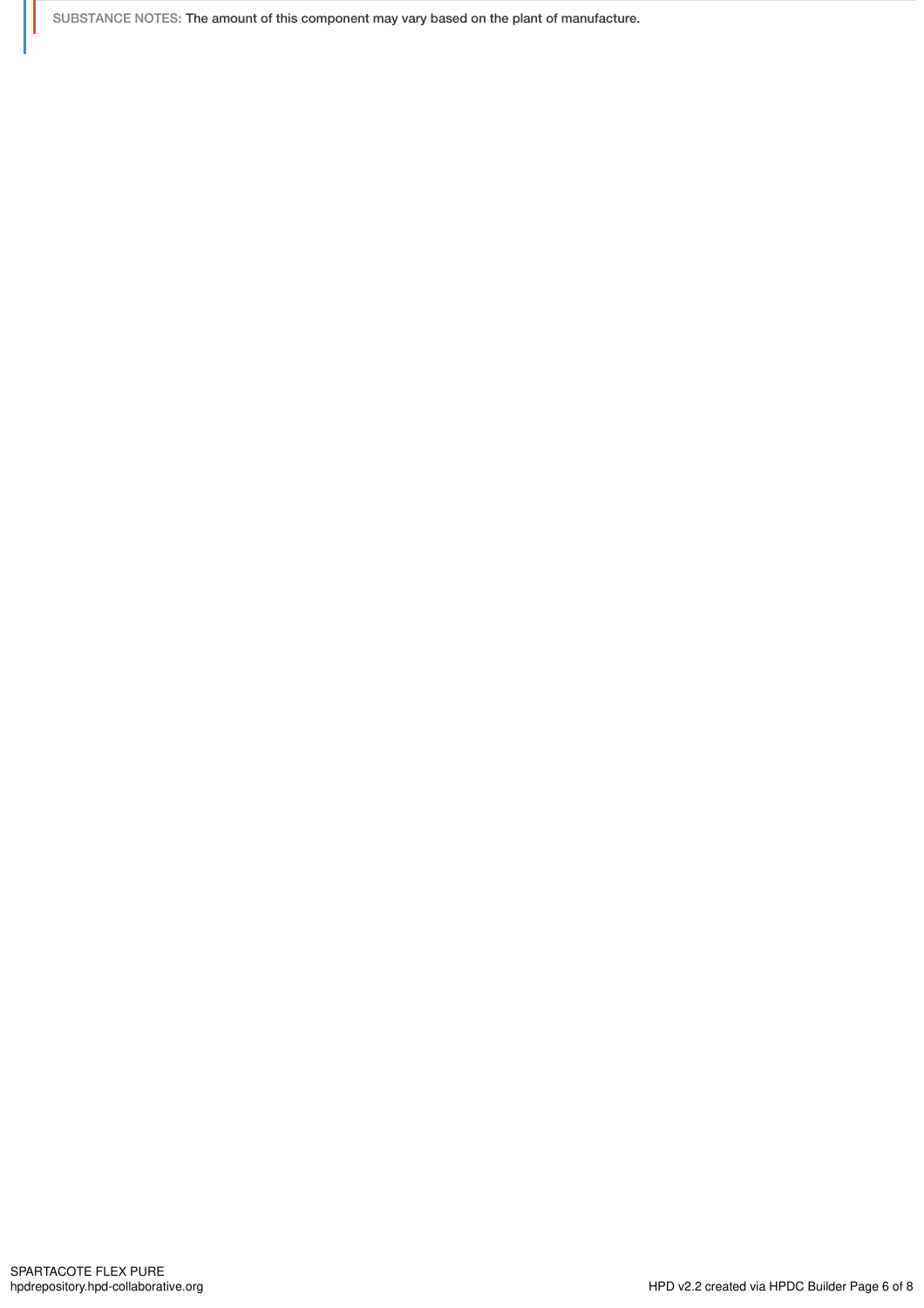SUBSTANCE NOTES: The amount of this component may vary based on the plant of manufacture.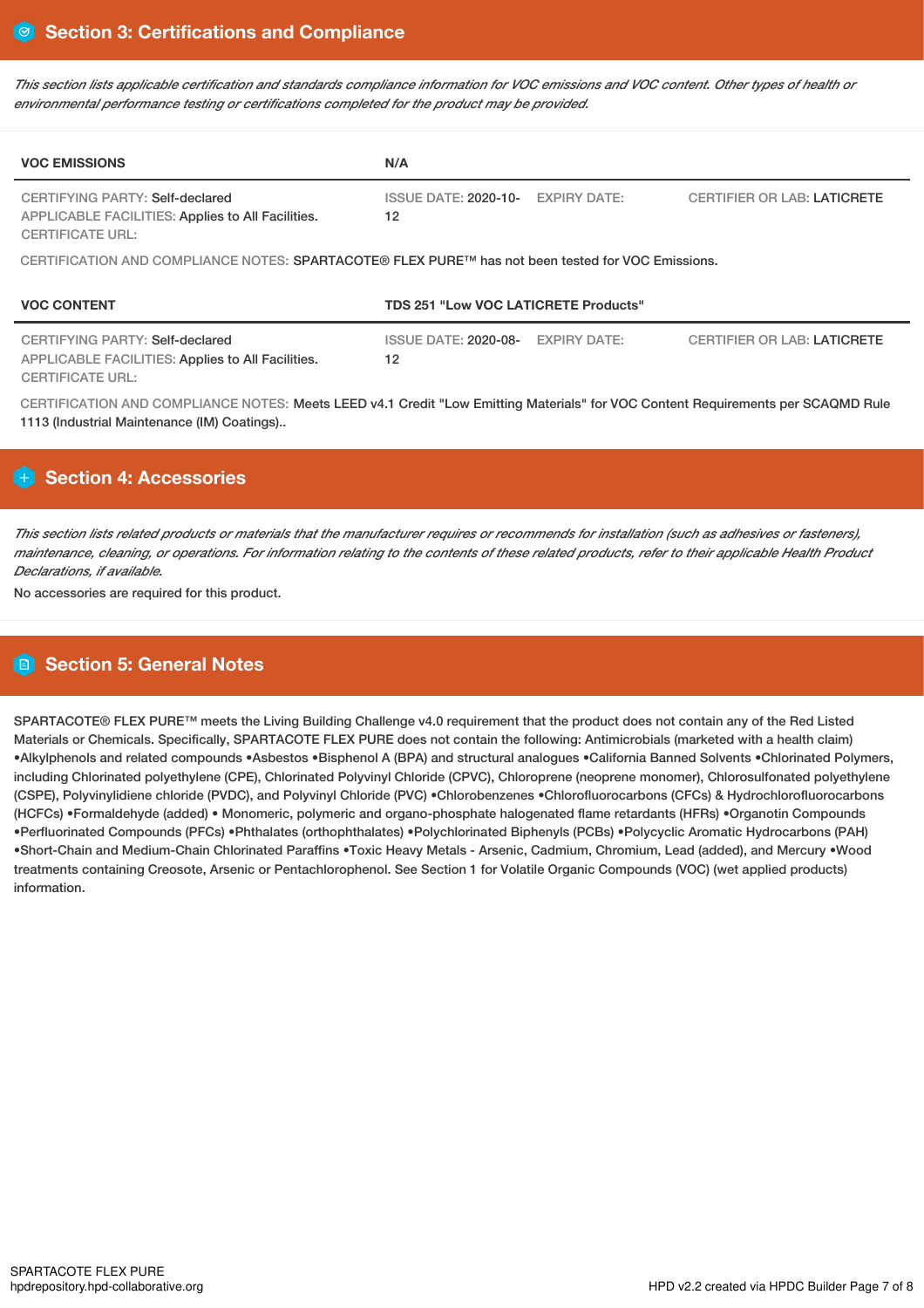## Section 3: Certifications and Compliance

*This section lists applicable certification and standards compliance information for VOC emissions and VOC content. Other types of health or environmental performance testing or certifications completed for the product may be provided.*

| VOC EMISSIONS | N/A | | |
|---|---|---|---|
| CERTIFYING PARTY: Self-declared<br>APPLICABLE FACILITIES: Applies to All Facilities.<br>CERTIFICATE URL: | ISSUE DATE: 2020-10-12 | EXPIRY DATE: | CERTIFIER OR LAB: LATICRETE |

CERTIFICATION AND COMPLIANCE NOTES: SPARTACOTE® FLEX PURE™ has not been tested for VOC Emissions.

| VOC CONTENT | TDS 251 "Low VOC LATICRETE Products" | | |
|---|---|---|---|
| CERTIFYING PARTY: Self-declared<br>APPLICABLE FACILITIES: Applies to All Facilities.<br>CERTIFICATE URL: | ISSUE DATE: 2020-08-12 | EXPIRY DATE: | CERTIFIER OR LAB: LATICRETE |

CERTIFICATION AND COMPLIANCE NOTES: Meets LEED v4.1 Credit "Low Emitting Materials" for VOC Content Requirements per SCAQMD Rule 1113 (Industrial Maintenance (IM) Coatings)..

## Section 4: Accessories

*This section lists related products or materials that the manufacturer requires or recommends for installation (such as adhesives or fasteners), maintenance, cleaning, or operations. For information relating to the contents of these related products, refer to their applicable Health Product Declarations, if available.*

No accessories are required for this product.

## Section 5: General Notes

SPARTACOTE® FLEX PURE™ meets the Living Building Challenge v4.0 requirement that the product does not contain any of the Red Listed Materials or Chemicals. Specifically, SPARTACOTE FLEX PURE does not contain the following: Antimicrobials (marketed with a health claim) •Alkylphenols and related compounds •Asbestos •Bisphenol A (BPA) and structural analogues •California Banned Solvents •Chlorinated Polymers, including Chlorinated polyethylene (CPE), Chlorinated Polyvinyl Chloride (CPVC), Chloroprene (neoprene monomer), Chlorosulfonated polyethylene (CSPE), Polyvinylidiene chloride (PVDC), and Polyvinyl Chloride (PVC) •Chlorobenzenes •Chlorofluorocarbons (CFCs) & Hydrochlorofluorocarbons (HCFCs) •Formaldehyde (added) • Monomeric, polymeric and organo-phosphate halogenated flame retardants (HFRs) •Organotin Compounds •Perfluorinated Compounds (PFCs) •Phthalates (orthophthalates) •Polychlorinated Biphenyls (PCBs) •Polycyclic Aromatic Hydrocarbons (PAH) •Short-Chain and Medium-Chain Chlorinated Paraffins •Toxic Heavy Metals - Arsenic, Cadmium, Chromium, Lead (added), and Mercury •Wood treatments containing Creosote, Arsenic or Pentachlorophenol. See Section 1 for Volatile Organic Compounds (VOC) (wet applied products) information.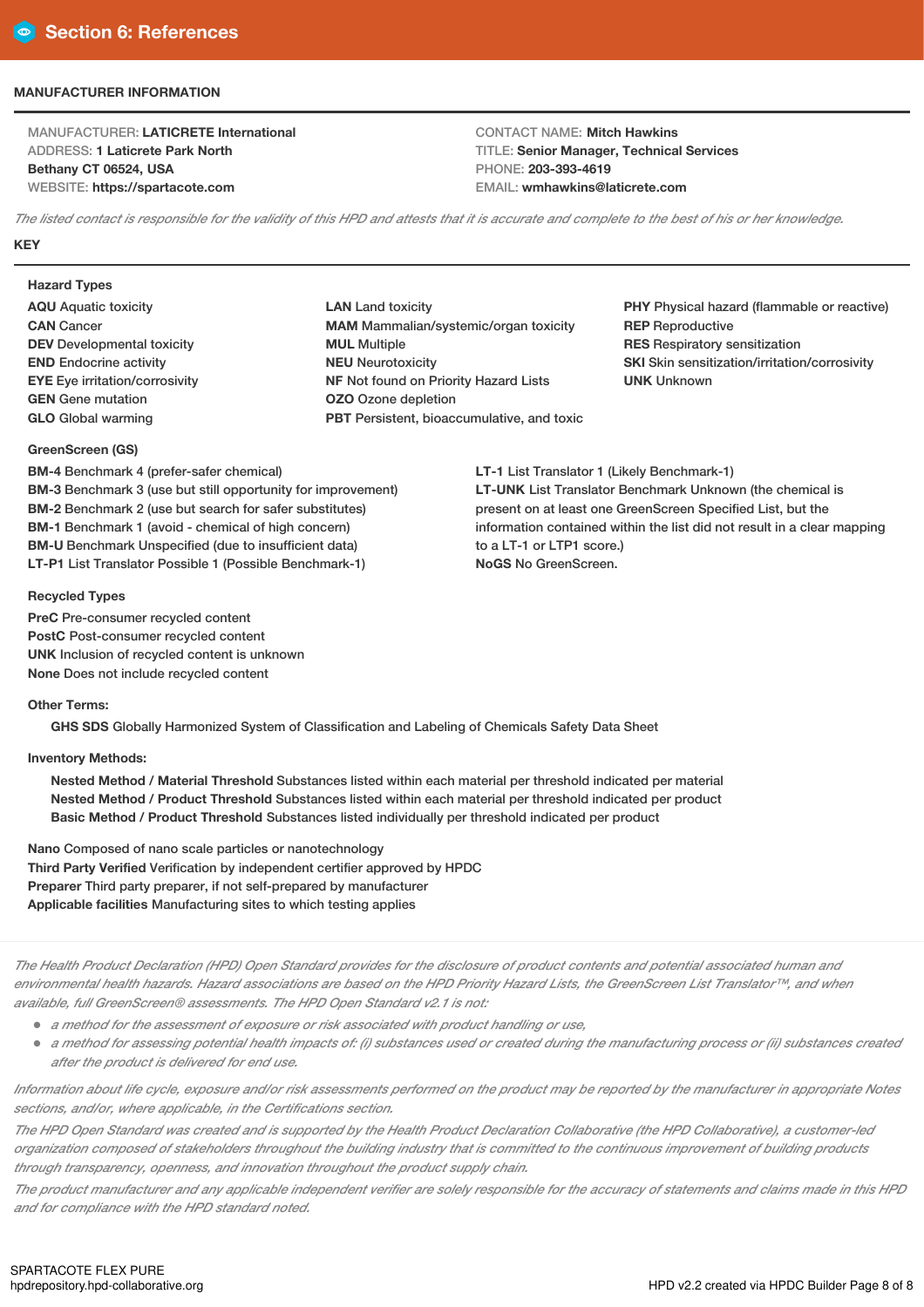## Section 6: References

### MANUFACTURER INFORMATION

MANUFACTURER: **LATICRETE International**
ADDRESS: **1 Laticrete Park North**
**Bethany CT 06524, USA**
WEBSITE: **https://spartacote.com**

CONTACT NAME: **Mitch Hawkins**
TITLE: **Senior Manager, Technical Services**
PHONE: **203-393-4619**
EMAIL: **wmhawkins@laticrete.com**

*The listed contact is responsible for the validity of this HPD and attests that it is accurate and complete to the best of his or her knowledge.*

### KEY

**Hazard Types**

**AQU** Aquatic toxicity
**CAN** Cancer
**DEV** Developmental toxicity
**END** Endocrine activity
**EYE** Eye irritation/corrosivity
**GEN** Gene mutation
**GLO** Global warming
**LAN** Land toxicity
**MAM** Mammalian/systemic/organ toxicity
**MUL** Multiple
**NEU** Neurotoxicity
**NF** Not found on Priority Hazard Lists
**OZO** Ozone depletion
**PBT** Persistent, bioaccumulative, and toxic
**PHY** Physical hazard (flammable or reactive)
**REP** Reproductive
**RES** Respiratory sensitization
**SKI** Skin sensitization/irritation/corrosivity
**UNK** Unknown

**GreenScreen (GS)**

**BM-4** Benchmark 4 (prefer-safer chemical)
**BM-3** Benchmark 3 (use but still opportunity for improvement)
**BM-2** Benchmark 2 (use but search for safer substitutes)
**BM-1** Benchmark 1 (avoid - chemical of high concern)
**BM-U** Benchmark Unspecified (due to insufficient data)
**LT-P1** List Translator Possible 1 (Possible Benchmark-1)
**LT-1** List Translator 1 (Likely Benchmark-1)
**LT-UNK** List Translator Benchmark Unknown (the chemical is present on at least one GreenScreen Specified List, but the information contained within the list did not result in a clear mapping to a LT-1 or LTP1 score.)
**NoGS** No GreenScreen.

**Recycled Types**

**PreC** Pre-consumer recycled content
**PostC** Post-consumer recycled content
**UNK** Inclusion of recycled content is unknown
**None** Does not include recycled content

**Other Terms:**

**GHS SDS** Globally Harmonized System of Classification and Labeling of Chemicals Safety Data Sheet

**Inventory Methods:**

**Nested Method / Material Threshold** Substances listed within each material per threshold indicated per material
**Nested Method / Product Threshold** Substances listed within each material per threshold indicated per product
**Basic Method / Product Threshold** Substances listed individually per threshold indicated per product

**Nano** Composed of nano scale particles or nanotechnology
**Third Party Verified** Verification by independent certifier approved by HPDC
**Preparer** Third party preparer, if not self-prepared by manufacturer
**Applicable facilities** Manufacturing sites to which testing applies

*The Health Product Declaration (HPD) Open Standard provides for the disclosure of product contents and potential associated human and environmental health hazards. Hazard associations are based on the HPD Priority Hazard Lists, the GreenScreen List Translator™, and when available, full GreenScreen® assessments. The HPD Open Standard v2.1 is not:*

- *a method for the assessment of exposure or risk associated with product handling or use,*
- *a method for assessing potential health impacts of: (i) substances used or created during the manufacturing process or (ii) substances created after the product is delivered for end use.*

*Information about life cycle, exposure and/or risk assessments performed on the product may be reported by the manufacturer in appropriate Notes sections, and/or, where applicable, in the Certifications section.*

*The HPD Open Standard was created and is supported by the Health Product Declaration Collaborative (the HPD Collaborative), a customer-led organization composed of stakeholders throughout the building industry that is committed to the continuous improvement of building products through transparency, openness, and innovation throughout the product supply chain.*

*The product manufacturer and any applicable independent verifier are solely responsible for the accuracy of statements and claims made in this HPD and for compliance with the HPD standard noted.*